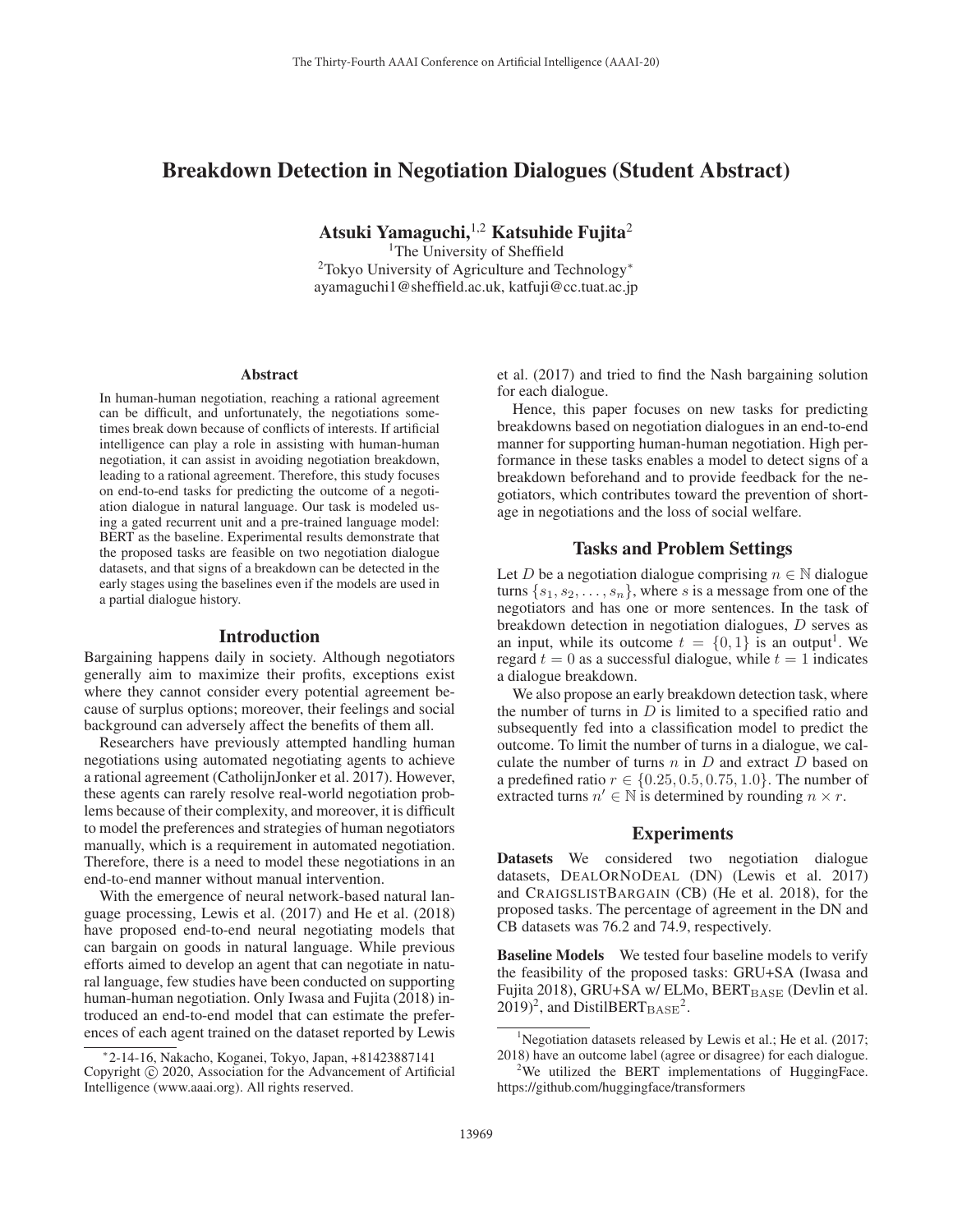# Breakdown Detection in Negotiation Dialogues (Student Abstract)

**Atsuki Yamaguchi,[1,2] Katsuhide Fujita[2]**

[1]The University of Sheffield
[2]Tokyo University of Agriculture and Technology*
ayamaguchi1@sheffield.ac.uk, katfuji@cc.tuat.ac.jp

## Abstract

In human-human negotiation, reaching a rational agreement can be difficult, and unfortunately, the negotiations sometimes break down because of conflicts of interests. If artificial intelligence can play a role in assisting with human-human negotiation, it can assist in avoiding negotiation breakdown, leading to a rational agreement. Therefore, this study focuses on end-to-end tasks for predicting the outcome of a negotiation dialogue in natural language. Our task is modeled using a gated recurrent unit and a pre-trained language model: BERT as the baseline. Experimental results demonstrate that the proposed tasks are feasible on two negotiation dialogue datasets, and that signs of a breakdown can be detected in the early stages using the baselines even if the models are used in a partial dialogue history.

## Introduction

Bargaining happens daily in society. Although negotiators generally aim to maximize their profits, exceptions exist where they cannot consider every potential agreement because of surplus options; moreover, their feelings and social background can adversely affect the benefits of them all.

Researchers have previously attempted handling human negotiations using automated negotiating agents to achieve a rational agreement (CatholijnJonker et al. 2017). However, these agents can rarely resolve real-world negotiation problems because of their complexity, and moreover, it is difficult to model the preferences and strategies of human negotiators manually, which is a requirement in automated negotiation. Therefore, there is a need to model these negotiations in an end-to-end manner without manual intervention.

With the emergence of neural network-based natural language processing, Lewis et al. (2017) and He et al. (2018) have proposed end-to-end neural negotiating models that can bargain on goods in natural language. While previous efforts aimed to develop an agent that can negotiate in natural language, few studies have been conducted on supporting human-human negotiation. Only Iwasa and Fujita (2018) introduced an end-to-end model that can estimate the preferences of each agent trained on the dataset reported by Lewis et al. (2017) and tried to find the Nash bargaining solution for each dialogue.

Hence, this paper focuses on new tasks for predicting breakdowns based on negotiation dialogues in an end-to-end manner for supporting human-human negotiation. High performance in these tasks enables a model to detect signs of a breakdown beforehand and to provide feedback for the negotiators, which contributes toward the prevention of shortage in negotiations and the loss of social welfare.

## Tasks and Problem Settings

Let $D$ be a negotiation dialogue comprising $n \in \mathbb{N}$ dialogue turns $\{s_1, s_2, \ldots, s_n\}$, where $s$ is a message from one of the negotiators and has one or more sentences. In the task of breakdown detection in negotiation dialogues, $D$ serves as an input, while its outcome $t = \{0, 1\}$ is an output[1]. We regard $t = 0$ as a successful dialogue, while $t = 1$ indicates a dialogue breakdown.

We also propose an early breakdown detection task, where the number of turns in $D$ is limited to a specified ratio and subsequently fed into a classification model to predict the outcome. To limit the number of turns in a dialogue, we calculate the number of turns $n$ in $D$ and extract $D$ based on a predefined ratio $r \in \{0.25, 0.5, 0.75, 1.0\}$. The number of extracted turns $n' \in \mathbb{N}$ is determined by rounding $n \times r$.

## Experiments

**Datasets** We considered two negotiation dialogue datasets, DealOrNoDeal (DN) (Lewis et al. 2017) and CraigslistBargain (CB) (He et al. 2018), for the proposed tasks. The percentage of agreement in the DN and CB datasets was 76.2 and 74.9, respectively.

**Baseline Models** We tested four baseline models to verify the feasibility of the proposed tasks: GRU+SA (Iwasa and Fujita 2018), GRU+SA w/ ELMo, $\text{BERT}_{\text{BASE}}$ (Devlin et al. 2019)[2], and $\text{DistilBERT}_{\text{BASE}}$[2].

---

*2-14-16, Nakacho, Koganei, Tokyo, Japan, +81423887141
Copyright © 2020, Association for the Advancement of Artificial Intelligence (www.aaai.org). All rights reserved.

[1]Negotiation datasets released by Lewis et al.; He et al. (2017; 2018) have an outcome label (agree or disagree) for each dialogue.

[2]We utilized the BERT implementations of HuggingFace. https://github.com/huggingface/transformers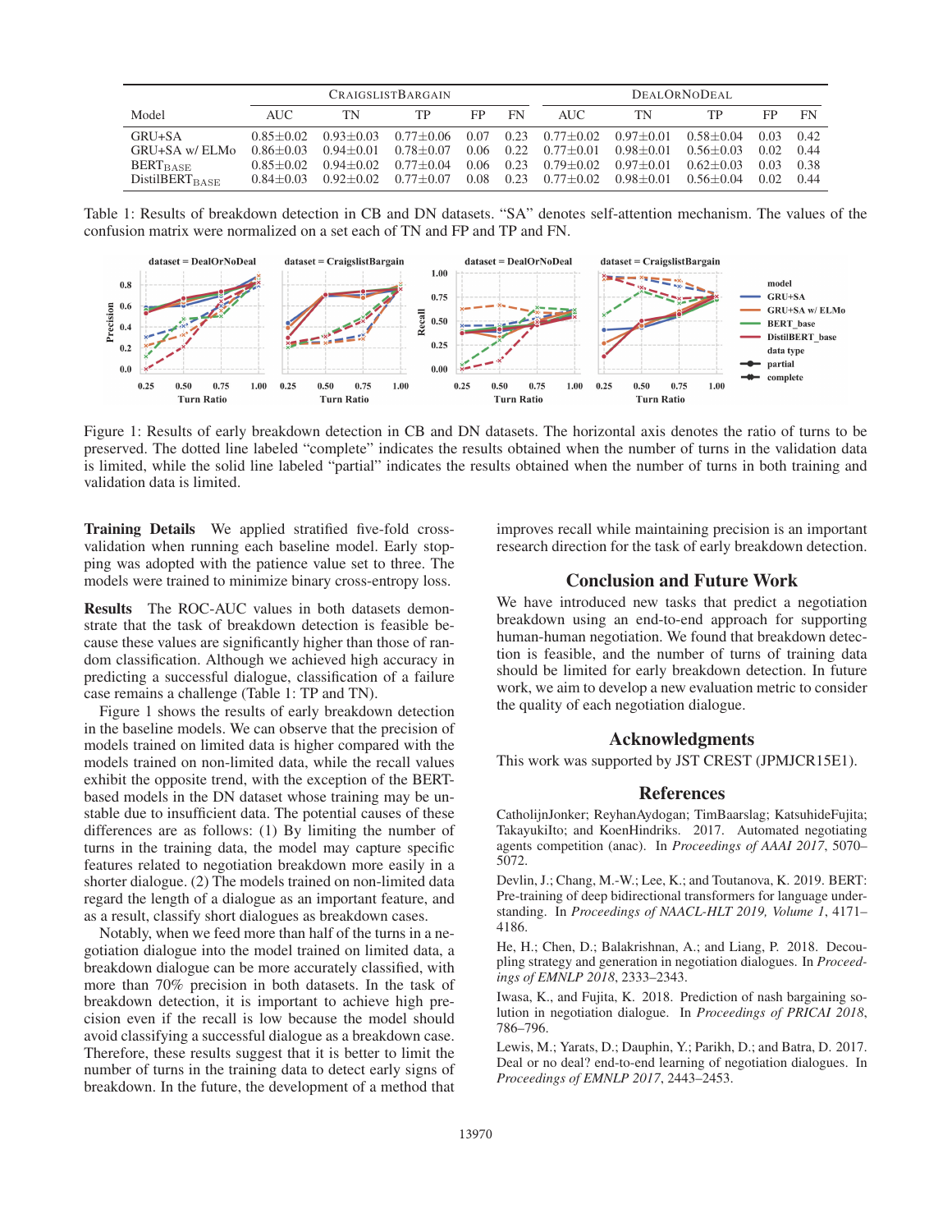| Model | CraigslistBargain | | | | | DealOrNoDeal | | | | |
|---|---|---|---|---|---|---|---|---|---|---|
| | AUC | TN | TP | FP | FN | AUC | TN | TP | FP | FN |
| GRU+SA | 0.85±0.02 | 0.93±0.03 | 0.77±0.06 | 0.07 | 0.23 | 0.77±0.02 | 0.97±0.01 | 0.58±0.04 | 0.03 | 0.42 |
| GRU+SA w/ ELMo | 0.86±0.03 | 0.94±0.01 | 0.78±0.07 | 0.06 | 0.22 | 0.77±0.01 | 0.98±0.01 | 0.56±0.03 | 0.02 | 0.44 |
| $\text{BERT}_{\text{BASE}}$ | 0.85±0.02 | 0.94±0.02 | 0.77±0.04 | 0.06 | 0.23 | 0.79±0.02 | 0.97±0.01 | 0.62±0.03 | 0.03 | 0.38 |
| $\text{DistilBERT}_{\text{BASE}}$ | 0.84±0.03 | 0.92±0.02 | 0.77±0.07 | 0.08 | 0.23 | 0.77±0.02 | 0.98±0.01 | 0.56±0.04 | 0.02 | 0.44 |

Table 1: Results of breakdown detection in CB and DN datasets. "SA" denotes self-attention mechanism. The values of the confusion matrix were normalized on a set each of TN and FP and TP and FN.

dataset = DealOrNoDeal
dataset = CraigslistBargain
dataset = DealOrNoDeal
dataset = CraigslistBargain
Precision
Recall
Turn Ratio
0.25 0.50 0.75 1.00
model
GRU+SA
GRU+SA w/ ELMo
BERT_base
DistilBERT_base
data type
partial
complete

Figure 1: Results of early breakdown detection in CB and DN datasets. The horizontal axis denotes the ratio of turns to be preserved. The dotted line labeled "complete" indicates the results obtained when the number of turns in the validation data is limited, while the solid line labeled "partial" indicates the results obtained when the number of turns in both training and validation data is limited.

**Training Details** We applied stratified five-fold cross-validation when running each baseline model. Early stopping was adopted with the patience value set to three. The models were trained to minimize binary cross-entropy loss.

**Results** The ROC-AUC values in both datasets demonstrate that the task of breakdown detection is feasible because these values are significantly higher than those of random classification. Although we achieved high accuracy in predicting a successful dialogue, classification of a failure case remains a challenge (Table 1: TP and TN).

Figure 1 shows the results of early breakdown detection in the baseline models. We can observe that the precision of models trained on limited data is higher compared with the models trained on non-limited data, while the recall values exhibit the opposite trend, with the exception of the BERT-based models in the DN dataset whose training may be unstable due to insufficient data. The potential causes of these differences are as follows: (1) By limiting the number of turns in the training data, the model may capture specific features related to negotiation breakdown more easily in a shorter dialogue. (2) The models trained on non-limited data regard the length of a dialogue as an important feature, and as a result, classify short dialogues as breakdown cases.

Notably, when we feed more than half of the turns in a negotiation dialogue into the model trained on limited data, a breakdown dialogue can be more accurately classified, with more than 70% precision in both datasets. In the task of breakdown detection, it is important to achieve high precision even if the recall is low because the model should avoid classifying a successful dialogue as a breakdown case. Therefore, these results suggest that it is better to limit the number of turns in the training data to detect early signs of breakdown. In the future, the development of a method that improves recall while maintaining precision is an important research direction for the task of early breakdown detection.

## Conclusion and Future Work

We have introduced new tasks that predict a negotiation breakdown using an end-to-end approach for supporting human-human negotiation. We found that breakdown detection is feasible, and the number of turns of training data should be limited for early breakdown detection. In future work, we aim to develop a new evaluation metric to consider the quality of each negotiation dialogue.

## Acknowledgments

This work was supported by JST CREST (JPMJCR15E1).

## References

CatholijnJonker; ReyhanAydogan; TimBaarslag; KatsuhideFujita; TakayukiIto; and KoenHindriks. 2017. Automated negotiating agents competition (anac). In *Proceedings of AAAI 2017*, 5070–5072.

Devlin, J.; Chang, M.-W.; Lee, K.; and Toutanova, K. 2019. BERT: Pre-training of deep bidirectional transformers for language understanding. In *Proceedings of NAACL-HLT 2019, Volume 1*, 4171–4186.

He, H.; Chen, D.; Balakrishnan, A.; and Liang, P. 2018. Decoupling strategy and generation in negotiation dialogues. In *Proceedings of EMNLP 2018*, 2333–2343.

Iwasa, K., and Fujita, K. 2018. Prediction of nash bargaining solution in negotiation dialogue. In *Proceedings of PRICAI 2018*, 786–796.

Lewis, M.; Yarats, D.; Dauphin, Y.; Parikh, D.; and Batra, D. 2017. Deal or no deal? end-to-end learning of negotiation dialogues. In *Proceedings of EMNLP 2017*, 2443–2453.